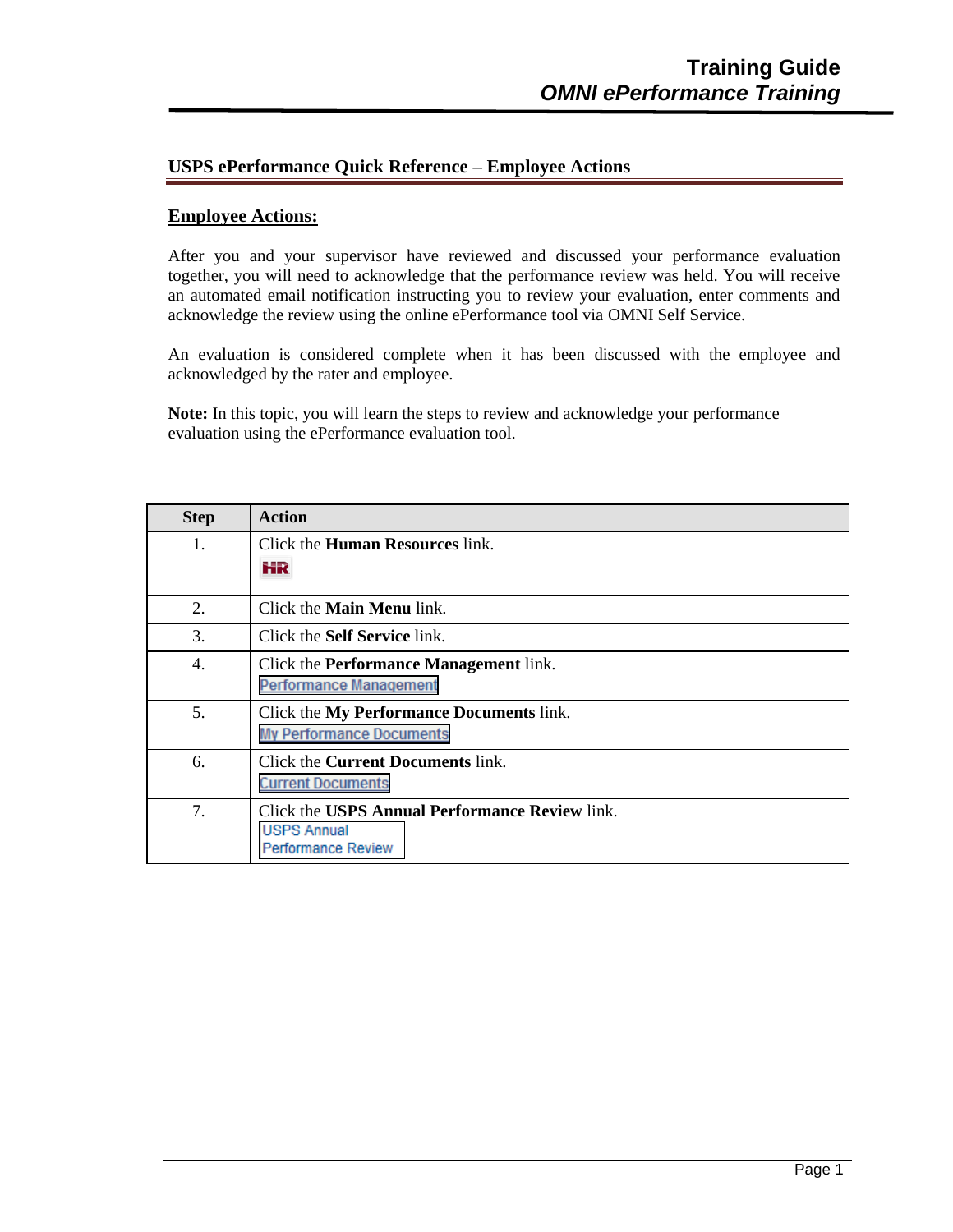# Training Guide
## *OMNI ePerformance Training*

### USPS ePerformance Quick Reference – Employee Actions

**Employee Actions:**

After you and your supervisor have reviewed and discussed your performance evaluation together, you will need to acknowledge that the performance review was held. You will receive an automated email notification instructing you to review your evaluation, enter comments and acknowledge the review using the online ePerformance tool via OMNI Self Service.

An evaluation is considered complete when it has been discussed with the employee and acknowledged by the rater and employee.

**Note:** In this topic, you will learn the steps to review and acknowledge your performance evaluation using the ePerformance evaluation tool.

| Step | Action |
|---|---|
| 1. | Click the **Human Resources** link. HR |
| 2. | Click the **Main Menu** link. |
| 3. | Click the **Self Service** link. |
| 4. | Click the **Performance Management** link. Performance Management |
| 5. | Click the **My Performance Documents** link. My Performance Documents |
| 6. | Click the **Current Documents** link. Current Documents |
| 7. | Click the **USPS Annual Performance Review** link. USPS Annual Performance Review |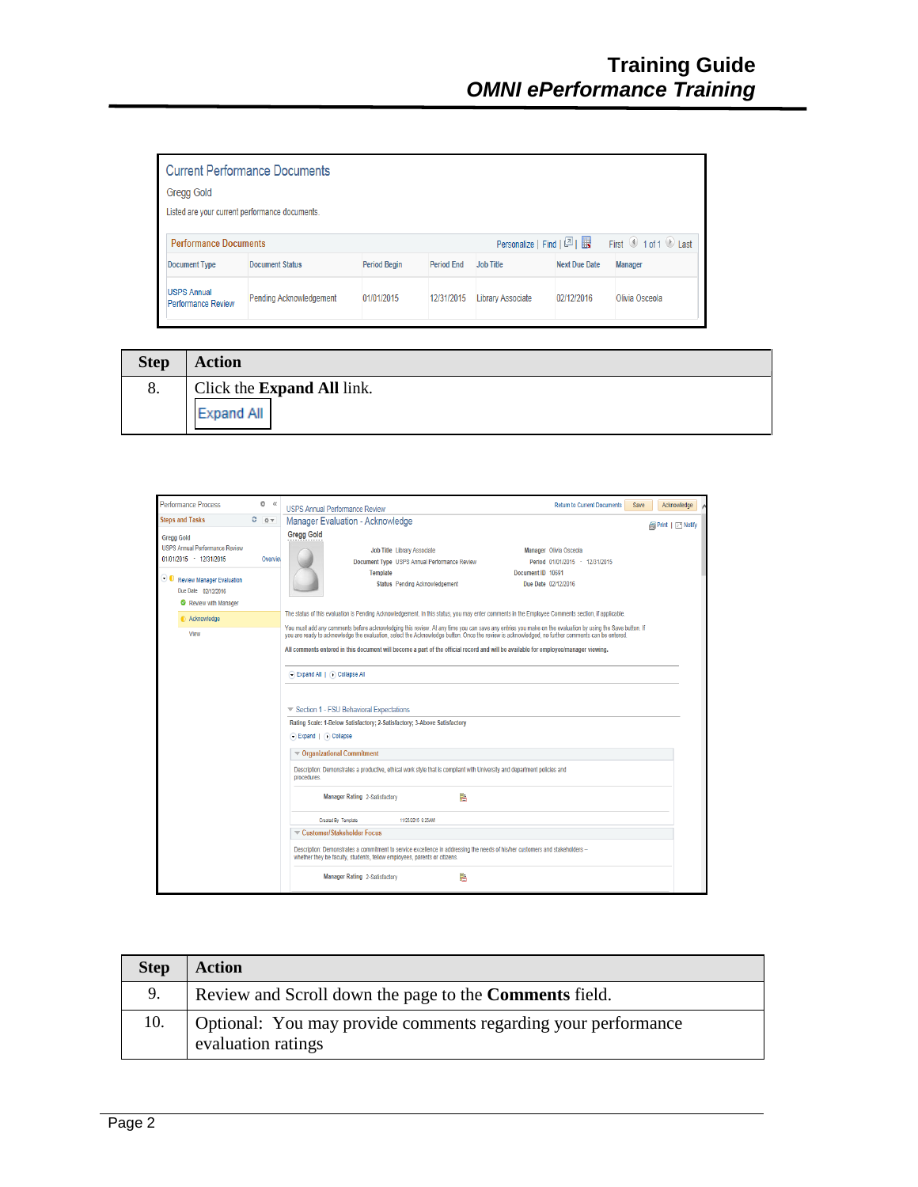| Current Performance Documents | | | | | | |
|---|---|---|---|---|---|---|
| Gregg Gold | | | | | | |
| Listed are your current performance documents. | | | | | | |

**Performance Documents**

| Document Type | Document Status | Period Begin | Period End | Job Title | Next Due Date | Manager |
|---|---|---|---|---|---|---|
| USPS Annual Performance Review | Pending Acknowledgement | 01/01/2015 | 12/31/2015 | Library Associate | 02/12/2016 | Olivia Osceola |

| Step | Action |
|---|---|
| 8. | Click the **Expand All** link. Expand All |

| Step | Action |
|---|---|
| 9. | Review and Scroll down the page to the **Comments** field. |
| 10. | Optional: You may provide comments regarding your performance evaluation ratings |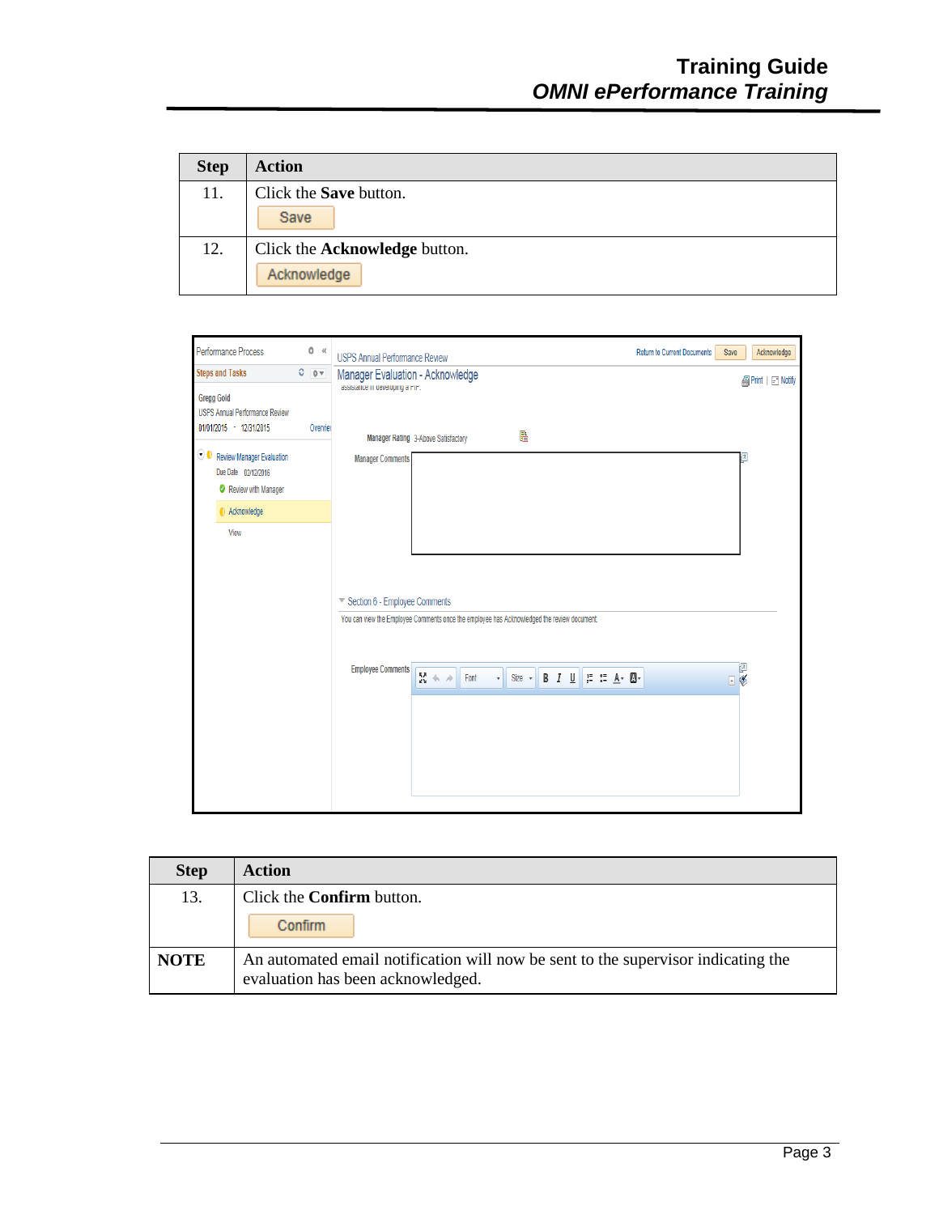| Step | Action |
|---|---|
| 11. | Click the **Save** button. Save |
| 12. | Click the **Acknowledge** button. Acknowledge |

| Step | Action |
|---|---|
| 13. | Click the **Confirm** button. Confirm |
| **NOTE** | An automated email notification will now be sent to the supervisor indicating the evaluation has been acknowledged. |